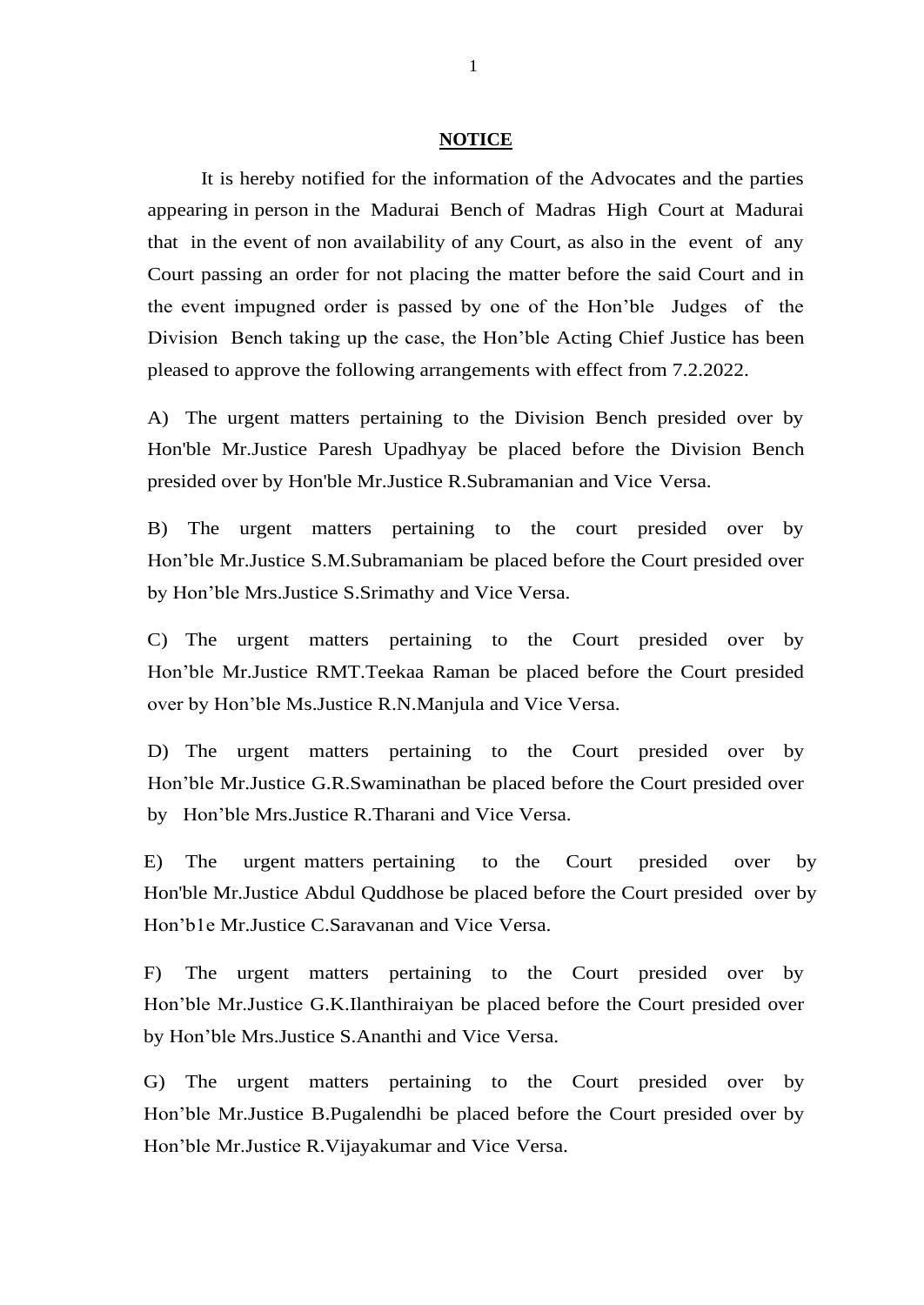**NOTICE**

It is hereby notified for the information of the Advocates and the parties appearing in person in the Madurai Bench of Madras High Court at Madurai that in the event of non availability of any Court, as also in the event of any Court passing an order for not placing the matter before the said Court and in the event impugned order is passed by one of the Hon'ble Judges of the Division Bench taking up the case, the Hon'ble Acting Chief Justice has been pleased to approve the following arrangements with effect from 7.2.2022.

A) The urgent matters pertaining to the Division Bench presided over by Hon'ble Mr.Justice Paresh Upadhyay be placed before the Division Bench presided over by Hon'ble Mr.Justice R.Subramanian and Vice Versa.

B) The urgent matters pertaining to the court presided over by Hon'ble Mr.Justice S.M.Subramaniam be placed before the Court presided over by Hon'ble Mrs.Justice S.Srimathy and Vice Versa.

C) The urgent matters pertaining to the Court presided over by Hon'ble Mr.Justice RMT.Teekaa Raman be placed before the Court presided over by Hon'ble Ms.Justice R.N.Manjula and Vice Versa.

D) The urgent matters pertaining to the Court presided over by Hon'ble Mr.Justice G.R.Swaminathan be placed before the Court presided over by Hon'ble Mrs.Justice R.Tharani and Vice Versa.

E) The urgent matters pertaining to the Court presided over by Hon'ble Mr.Justice Abdul Quddhose be placed before the Court presided over by Hon'b1e Mr.Justice C.Saravanan and Vice Versa.

F) The urgent matters pertaining to the Court presided over by Hon'ble Mr.Justice G.K.Ilanthiraiyan be placed before the Court presided over by Hon'ble Mrs.Justice S.Ananthi and Vice Versa.

G) The urgent matters pertaining to the Court presided over by Hon'ble Mr.Justice B.Pugalendhi be placed before the Court presided over by Hon'ble Mr.Justice R.Vijayakumar and Vice Versa.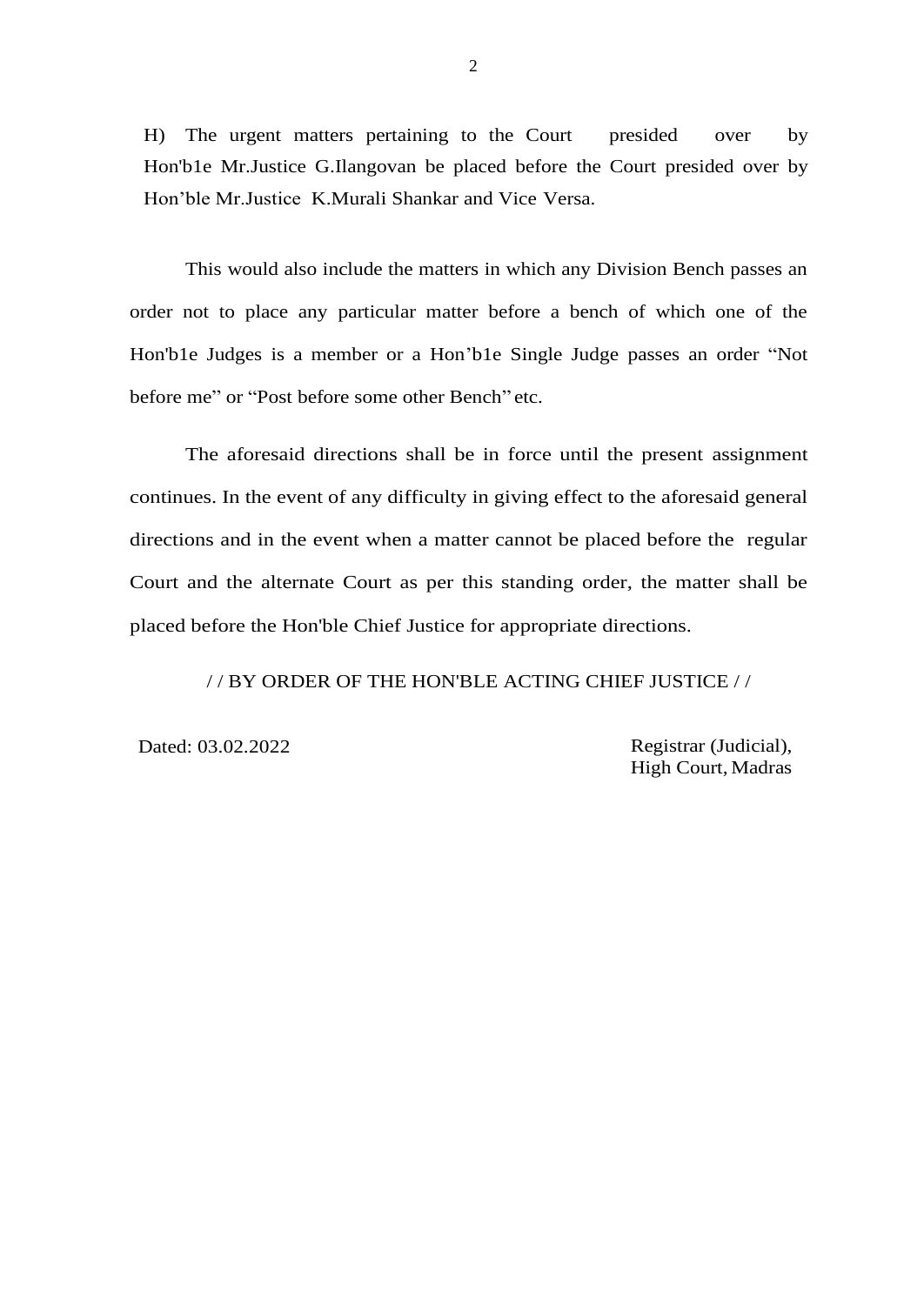H) The urgent matters pertaining to the Court presided over by Hon'b1e Mr.Justice G.Ilangovan be placed before the Court presided over by Hon'ble Mr.Justice K.Murali Shankar and Vice Versa.

This would also include the matters in which any Division Bench passes an order not to place any particular matter before a bench of which one of the Hon'b1e Judges is a member or a Hon'b1e Single Judge passes an order "Not before me" or "Post before some other Bench" etc.

The aforesaid directions shall be in force until the present assignment continues. In the event of any difficulty in giving effect to the aforesaid general directions and in the event when a matter cannot be placed before the regular Court and the alternate Court as per this standing order, the matter shall be placed before the Hon'ble Chief Justice for appropriate directions.

/ / BY ORDER OF THE HON'BLE ACTING CHIEF JUSTICE / /

Dated: 03.02.2022

Registrar (Judicial),
High Court, Madras